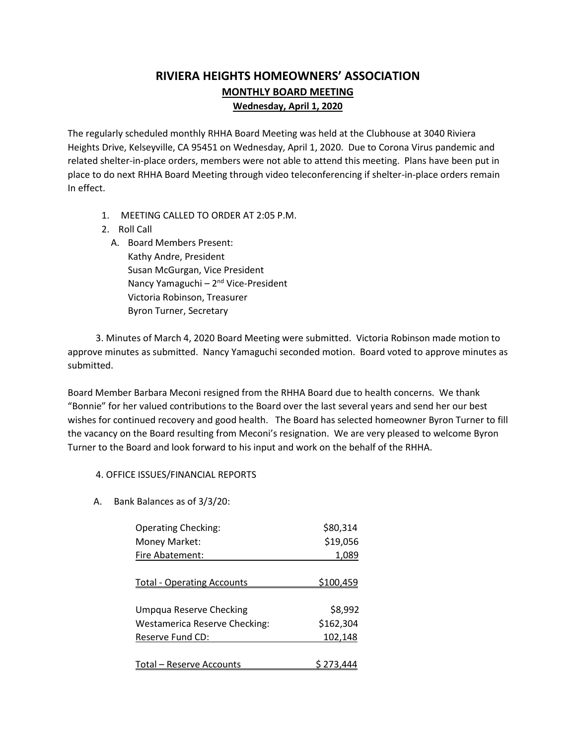# RIVIERA HEIGHTS HOMEOWNERS' ASSOCIATION

## MONTHLY BOARD MEETING

### Wednesday, April 1, 2020

The regularly scheduled monthly RHHA Board Meeting was held at the Clubhouse at 3040 Riviera Heights Drive, Kelseyville, CA 95451 on Wednesday, April 1, 2020. Due to Corona Virus pandemic and related shelter-in-place orders, members were not able to attend this meeting. Plans have been put in place to do next RHHA Board Meeting through video teleconferencing if shelter-in-place orders remain In effect.

1. MEETING CALLED TO ORDER AT 2:05 P.M.
2. Roll Call
   A. Board Members Present:
      Kathy Andre, President
      Susan McGurgan, Vice President
      Nancy Yamaguchi – 2nd Vice-President
      Victoria Robinson, Treasurer
      Byron Turner, Secretary

3. Minutes of March 4, 2020 Board Meeting were submitted. Victoria Robinson made motion to approve minutes as submitted. Nancy Yamaguchi seconded motion. Board voted to approve minutes as submitted.

Board Member Barbara Meconi resigned from the RHHA Board due to health concerns. We thank "Bonnie" for her valued contributions to the Board over the last several years and send her our best wishes for continued recovery and good health. The Board has selected homeowner Byron Turner to fill the vacancy on the Board resulting from Meconi's resignation. We are very pleased to welcome Byron Turner to the Board and look forward to his input and work on the behalf of the RHHA.

4. OFFICE ISSUES/FINANCIAL REPORTS

A. Bank Balances as of 3/3/20:

| Account | Balance |
|---|---|
| Operating Checking: | $80,314 |
| Money Market: | $19,056 |
| Fire Abatement: | 1,089 |
| **Total - Operating Accounts** | **$100,459** |
| Umpqua Reserve Checking | $8,992 |
| Westamerica Reserve Checking: | $162,304 |
| Reserve Fund CD: | 102,148 |
| **Total – Reserve Accounts** | **$ 273,444** |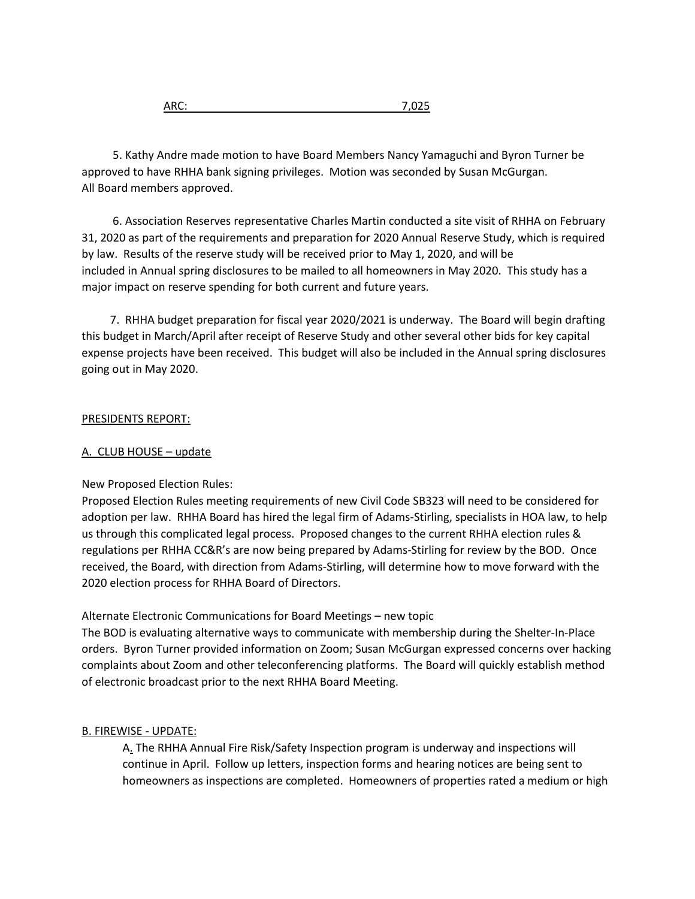ARC: 7,025

5. Kathy Andre made motion to have Board Members Nancy Yamaguchi and Byron Turner be approved to have RHHA bank signing privileges. Motion was seconded by Susan McGurgan. All Board members approved.

6. Association Reserves representative Charles Martin conducted a site visit of RHHA on February 31, 2020 as part of the requirements and preparation for 2020 Annual Reserve Study, which is required by law. Results of the reserve study will be received prior to May 1, 2020, and will be included in Annual spring disclosures to be mailed to all homeowners in May 2020. This study has a major impact on reserve spending for both current and future years.

7. RHHA budget preparation for fiscal year 2020/2021 is underway. The Board will begin drafting this budget in March/April after receipt of Reserve Study and other several other bids for key capital expense projects have been received. This budget will also be included in the Annual spring disclosures going out in May 2020.

PRESIDENTS REPORT:

A. CLUB HOUSE – update

New Proposed Election Rules:
Proposed Election Rules meeting requirements of new Civil Code SB323 will need to be considered for adoption per law. RHHA Board has hired the legal firm of Adams-Stirling, specialists in HOA law, to help us through this complicated legal process. Proposed changes to the current RHHA election rules & regulations per RHHA CC&R's are now being prepared by Adams-Stirling for review by the BOD. Once received, the Board, with direction from Adams-Stirling, will determine how to move forward with the 2020 election process for RHHA Board of Directors.

Alternate Electronic Communications for Board Meetings – new topic
The BOD is evaluating alternative ways to communicate with membership during the Shelter-In-Place orders. Byron Turner provided information on Zoom; Susan McGurgan expressed concerns over hacking complaints about Zoom and other teleconferencing platforms. The Board will quickly establish method of electronic broadcast prior to the next RHHA Board Meeting.

B. FIREWISE - UPDATE:

A. The RHHA Annual Fire Risk/Safety Inspection program is underway and inspections will continue in April. Follow up letters, inspection forms and hearing notices are being sent to homeowners as inspections are completed. Homeowners of properties rated a medium or high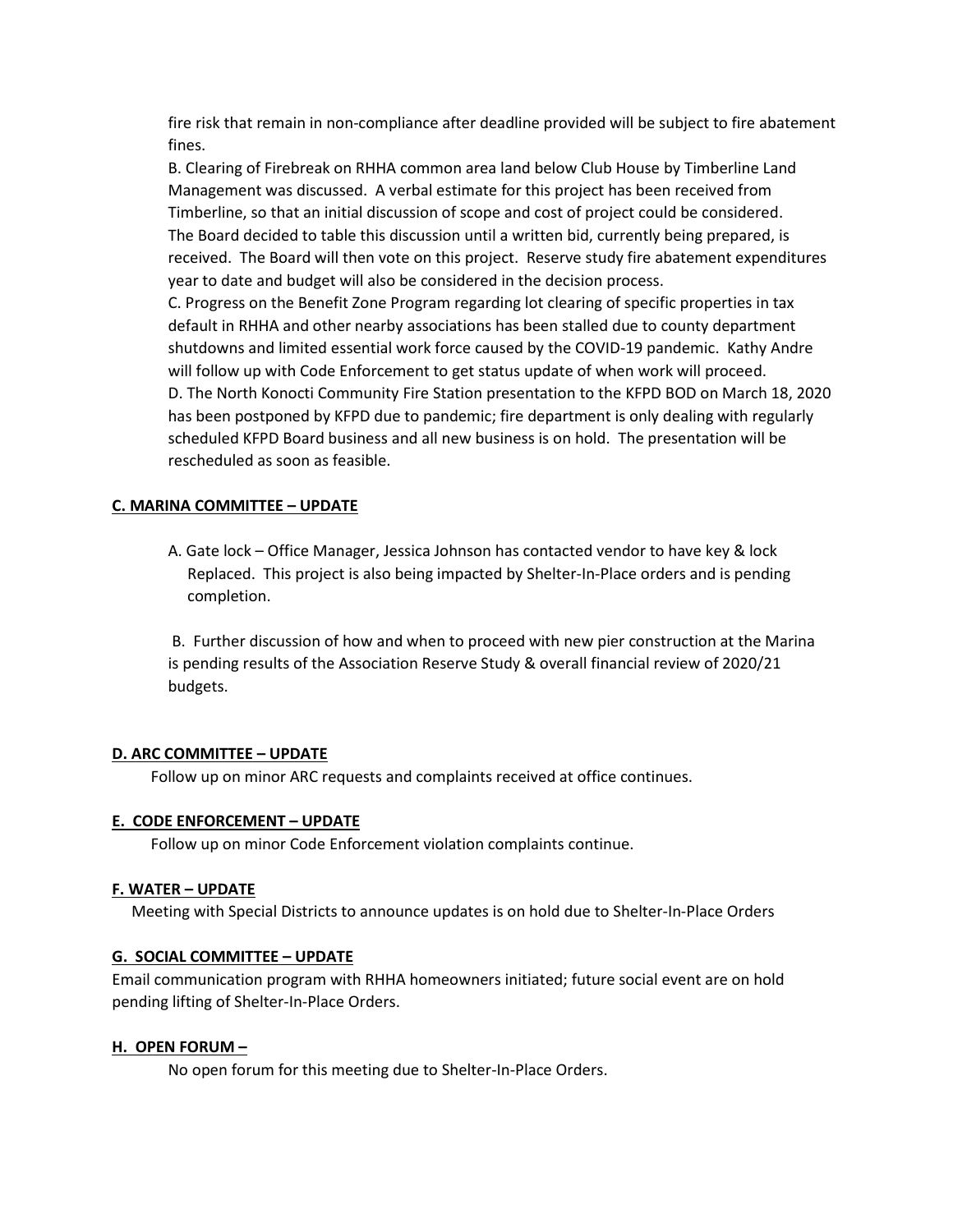fire risk that remain in non-compliance after deadline provided will be subject to fire abatement fines.

B. Clearing of Firebreak on RHHA common area land below Club House by Timberline Land Management was discussed. A verbal estimate for this project has been received from Timberline, so that an initial discussion of scope and cost of project could be considered. The Board decided to table this discussion until a written bid, currently being prepared, is received. The Board will then vote on this project. Reserve study fire abatement expenditures year to date and budget will also be considered in the decision process.

C. Progress on the Benefit Zone Program regarding lot clearing of specific properties in tax default in RHHA and other nearby associations has been stalled due to county department shutdowns and limited essential work force caused by the COVID-19 pandemic. Kathy Andre will follow up with Code Enforcement to get status update of when work will proceed.

D. The North Konocti Community Fire Station presentation to the KFPD BOD on March 18, 2020 has been postponed by KFPD due to pandemic; fire department is only dealing with regularly scheduled KFPD Board business and all new business is on hold. The presentation will be rescheduled as soon as feasible.

**C. MARINA COMMITTEE – UPDATE**

A. Gate lock – Office Manager, Jessica Johnson has contacted vendor to have key & lock Replaced. This project is also being impacted by Shelter-In-Place orders and is pending completion.

B. Further discussion of how and when to proceed with new pier construction at the Marina is pending results of the Association Reserve Study & overall financial review of 2020/21 budgets.

**D. ARC COMMITTEE – UPDATE**

Follow up on minor ARC requests and complaints received at office continues.

**E. CODE ENFORCEMENT – UPDATE**

Follow up on minor Code Enforcement violation complaints continue.

**F. WATER – UPDATE**

Meeting with Special Districts to announce updates is on hold due to Shelter-In-Place Orders

**G. SOCIAL COMMITTEE – UPDATE**

Email communication program with RHHA homeowners initiated; future social event are on hold pending lifting of Shelter-In-Place Orders.

**H. OPEN FORUM –**

No open forum for this meeting due to Shelter-In-Place Orders.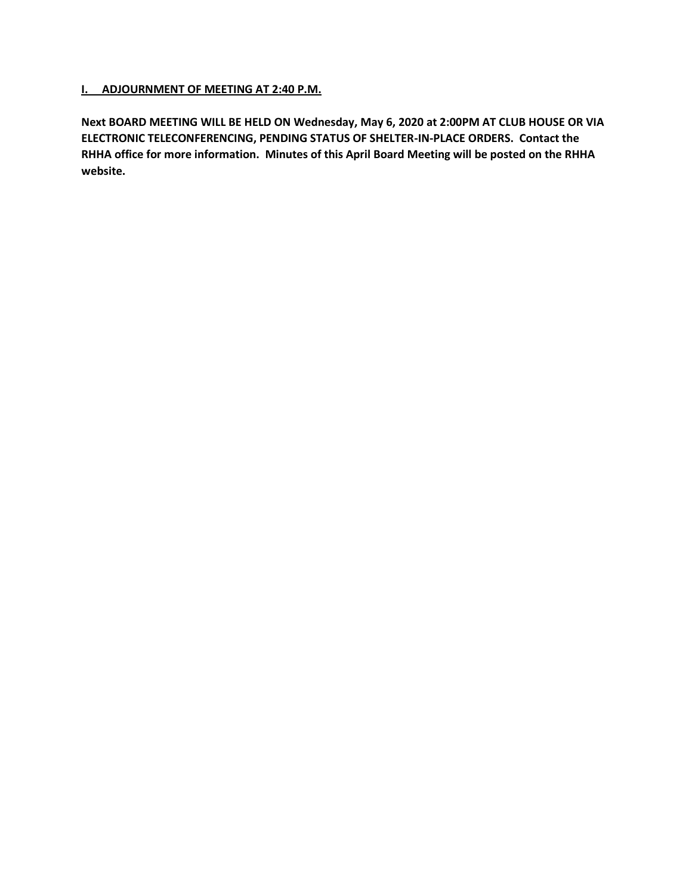## I. ADJOURNMENT OF MEETING AT 2:40 P.M.

**Next BOARD MEETING WILL BE HELD ON Wednesday, May 6, 2020 at 2:00PM AT CLUB HOUSE OR VIA ELECTRONIC TELECONFERENCING, PENDING STATUS OF SHELTER-IN-PLACE ORDERS. Contact the RHHA office for more information. Minutes of this April Board Meeting will be posted on the RHHA website.**